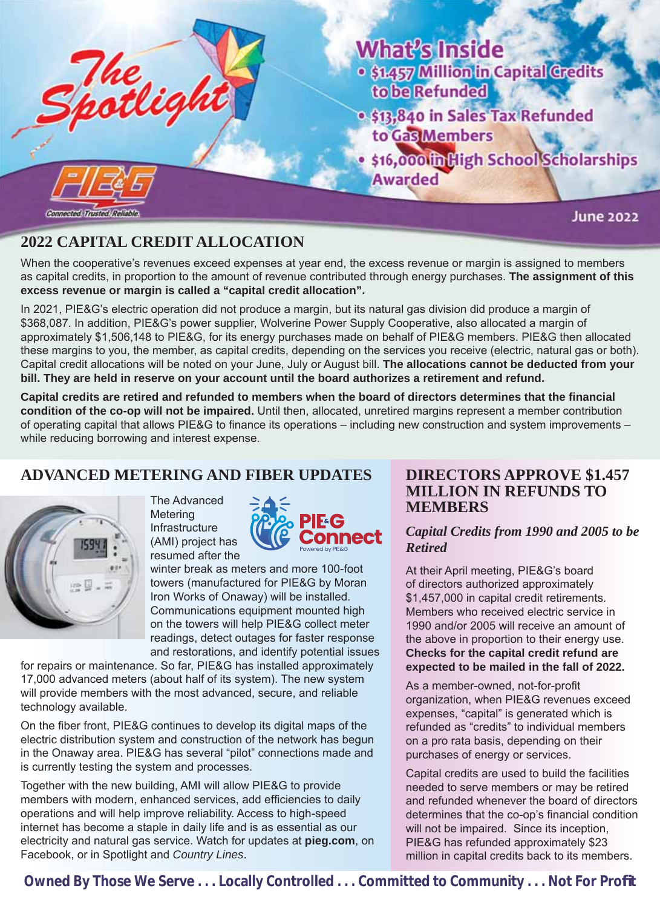# The Spotlight

PIE&G — Connected. Trusted. Reliable.

June 2022

## What's Inside

- $1.457 Million in Capital Credits to be Refunded
- $13,840 in Sales Tax Refunded to Gas Members
- $16,000 in High School Scholarships Awarded

## 2022 CAPITAL CREDIT ALLOCATION

When the cooperative's revenues exceed expenses at year end, the excess revenue or margin is assigned to members as capital credits, in proportion to the amount of revenue contributed through energy purchases. **The assignment of this excess revenue or margin is called a "capital credit allocation".**

In 2021, PIE&G's electric operation did not produce a margin, but its natural gas division did produce a margin of $368,087. In addition, PIE&G's power supplier, Wolverine Power Supply Cooperative, also allocated a margin of approximately $1,506,148 to PIE&G, for its energy purchases made on behalf of PIE&G members. PIE&G then allocated these margins to you, the member, as capital credits, depending on the services you receive (electric, natural gas or both). Capital credit allocations will be noted on your June, July or August bill. **The allocations cannot be deducted from your bill. They are held in reserve on your account until the board authorizes a retirement and refund.**

**Capital credits are retired and refunded to members when the board of directors determines that the financial condition of the co-op will not be impaired.** Until then, allocated, unretired margins represent a member contribution of operating capital that allows PIE&G to finance its operations – including new construction and system improvements – while reducing borrowing and interest expense.

## ADVANCED METERING AND FIBER UPDATES

PIE&G Connect — Powered by PIE&G

The Advanced Metering Infrastructure (AMI) project has resumed after the winter break as meters and more 100-foot towers (manufactured for PIE&G by Moran Iron Works of Onaway) will be installed. Communications equipment mounted high on the towers will help PIE&G collect meter readings, detect outages for faster response and restorations, and identify potential issues for repairs or maintenance. So far, PIE&G has installed approximately 17,000 advanced meters (about half of its system). The new system will provide members with the most advanced, secure, and reliable technology available.

On the fiber front, PIE&G continues to develop its digital maps of the electric distribution system and construction of the network has begun in the Onaway area. PIE&G has several "pilot" connections made and is currently testing the system and processes.

Together with the new building, AMI will allow PIE&G to provide members with modern, enhanced services, add efficiencies to daily operations and will help improve reliability. Access to high-speed internet has become a staple in daily life and is as essential as our electricity and natural gas service. Watch for updates at **pieg.com**, on Facebook, or in Spotlight and *Country Lines*.

## DIRECTORS APPROVE $1.457 MILLION IN REFUNDS TO MEMBERS

### *Capital Credits from 1990 and 2005 to be Retired*

At their April meeting, PIE&G's board of directors authorized approximately $1,457,000 in capital credit retirements. Members who received electric service in 1990 and/or 2005 will receive an amount of the above in proportion to their energy use. **Checks for the capital credit refund are expected to be mailed in the fall of 2022.**

As a member-owned, not-for-profit organization, when PIE&G revenues exceed expenses, "capital" is generated which is refunded as "credits" to individual members on a pro rata basis, depending on their purchases of energy or services.

Capital credits are used to build the facilities needed to serve members or may be retired and refunded whenever the board of directors determines that the co-op's financial condition will not be impaired. Since its inception, PIE&G has refunded approximately $23 million in capital credits back to its members.

**Owned By Those We Serve . . . Locally Controlled . . . Committed to Community . . . Not For Profit**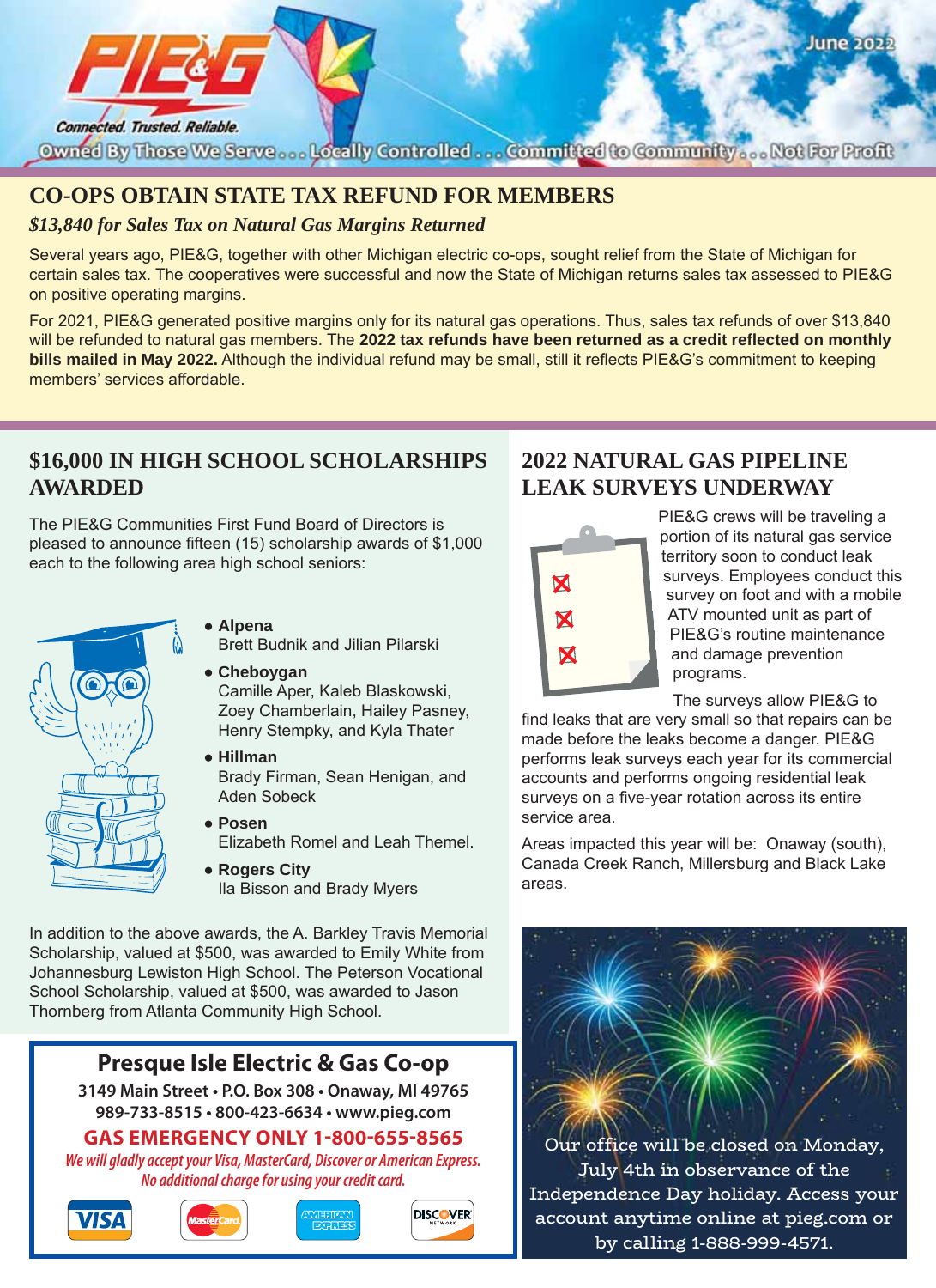PIE&G

Connected. Trusted. Reliable.

Owned By Those We Serve . . . Locally Controlled . . . Committed to Community . . . Not For Profit

June 2022

## CO-OPS OBTAIN STATE TAX REFUND FOR MEMBERS

### *$13,840 for Sales Tax on Natural Gas Margins Returned*

Several years ago, PIE&G, together with other Michigan electric co-ops, sought relief from the State of Michigan for certain sales tax. The cooperatives were successful and now the State of Michigan returns sales tax assessed to PIE&G on positive operating margins.

For 2021, PIE&G generated positive margins only for its natural gas operations. Thus, sales tax refunds of over $13,840 will be refunded to natural gas members. The **2022 tax refunds have been returned as a credit reflected on monthly bills mailed in May 2022.** Although the individual refund may be small, still it reflects PIE&G's commitment to keeping members' services affordable.

## $16,000 IN HIGH SCHOOL SCHOLARSHIPS AWARDED

The PIE&G Communities First Fund Board of Directors is pleased to announce fifteen (15) scholarship awards of $1,000 each to the following area high school seniors:

- **Alpena**
  Brett Budnik and Jilian Pilarski
- **Cheboygan**
  Camille Aper, Kaleb Blaskowski, Zoey Chamberlain, Hailey Pasney, Henry Stempky, and Kyla Thater
- **Hillman**
  Brady Firman, Sean Henigan, and Aden Sobeck
- **Posen**
  Elizabeth Romel and Leah Themel.
- **Rogers City**
  Ila Bisson and Brady Myers

In addition to the above awards, the A. Barkley Travis Memorial Scholarship, valued at $500, was awarded to Emily White from Johannesburg Lewiston High School. The Peterson Vocational School Scholarship, valued at $500, was awarded to Jason Thornberg from Atlanta Community High School.

## 2022 NATURAL GAS PIPELINE LEAK SURVEYS UNDERWAY

PIE&G crews will be traveling a portion of its natural gas service territory soon to conduct leak surveys. Employees conduct this survey on foot and with a mobile ATV mounted unit as part of PIE&G's routine maintenance and damage prevention programs.

The surveys allow PIE&G to find leaks that are very small so that repairs can be made before the leaks become a danger. PIE&G performs leak surveys each year for its commercial accounts and performs ongoing residential leak surveys on a five-year rotation across its entire service area.

Areas impacted this year will be: Onaway (south), Canada Creek Ranch, Millersburg and Black Lake areas.

### Presque Isle Electric & Gas Co-op

**3149 Main Street • P.O. Box 308 • Onaway, MI 49765**
**989-733-8515 • 800-423-6634 • www.pieg.com**

**GAS EMERGENCY ONLY 1-800-655-8565**

*We will gladly accept your Visa, MasterCard, Discover or American Express.*
*No additional charge for using your credit card.*

Our office will be closed on Monday, July 4th in observance of the Independence Day holiday. Access your account anytime online at pieg.com or by calling 1-888-999-4571.